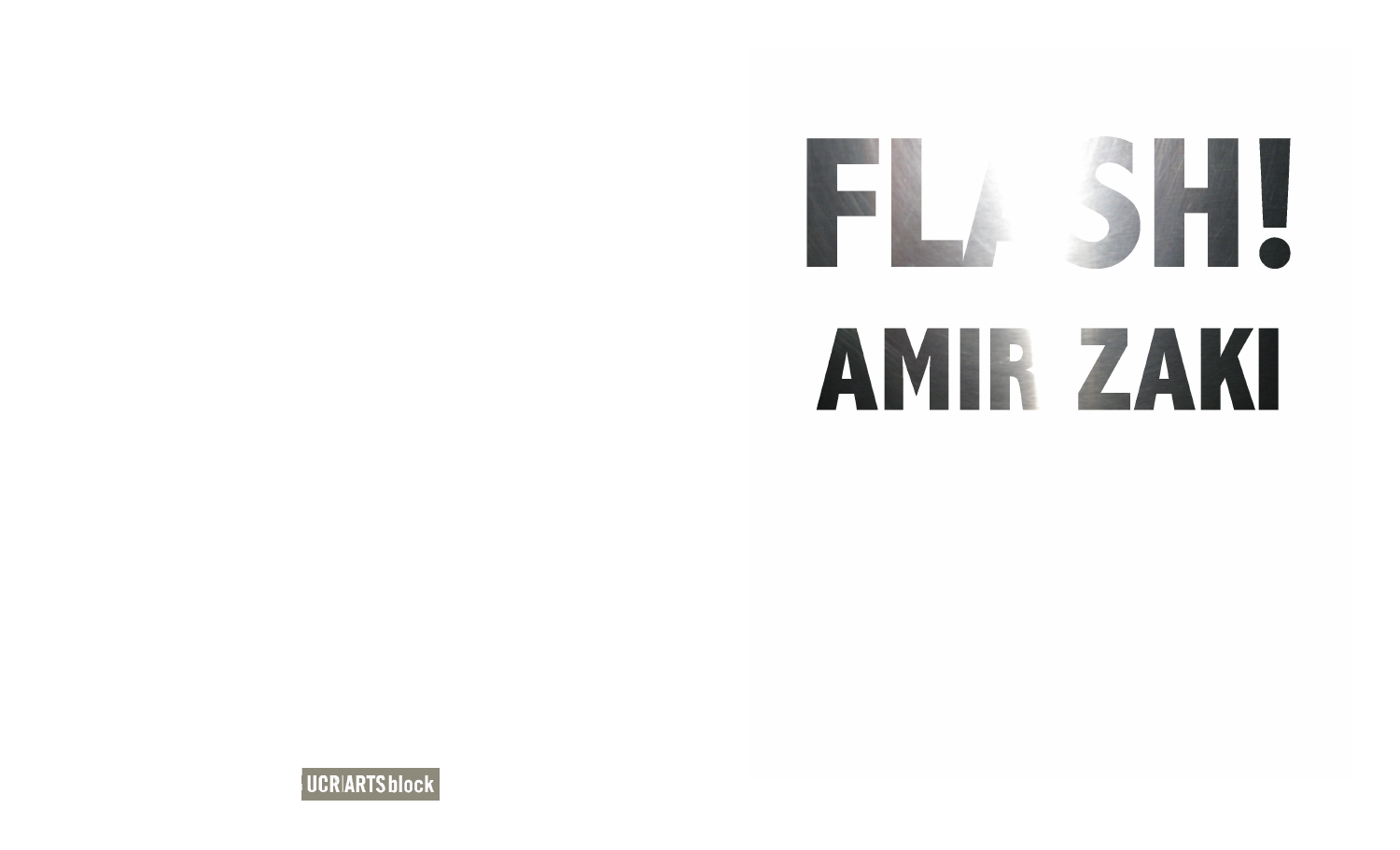# FLASH!

## AMIR ZAKI

UCR|ARTSblock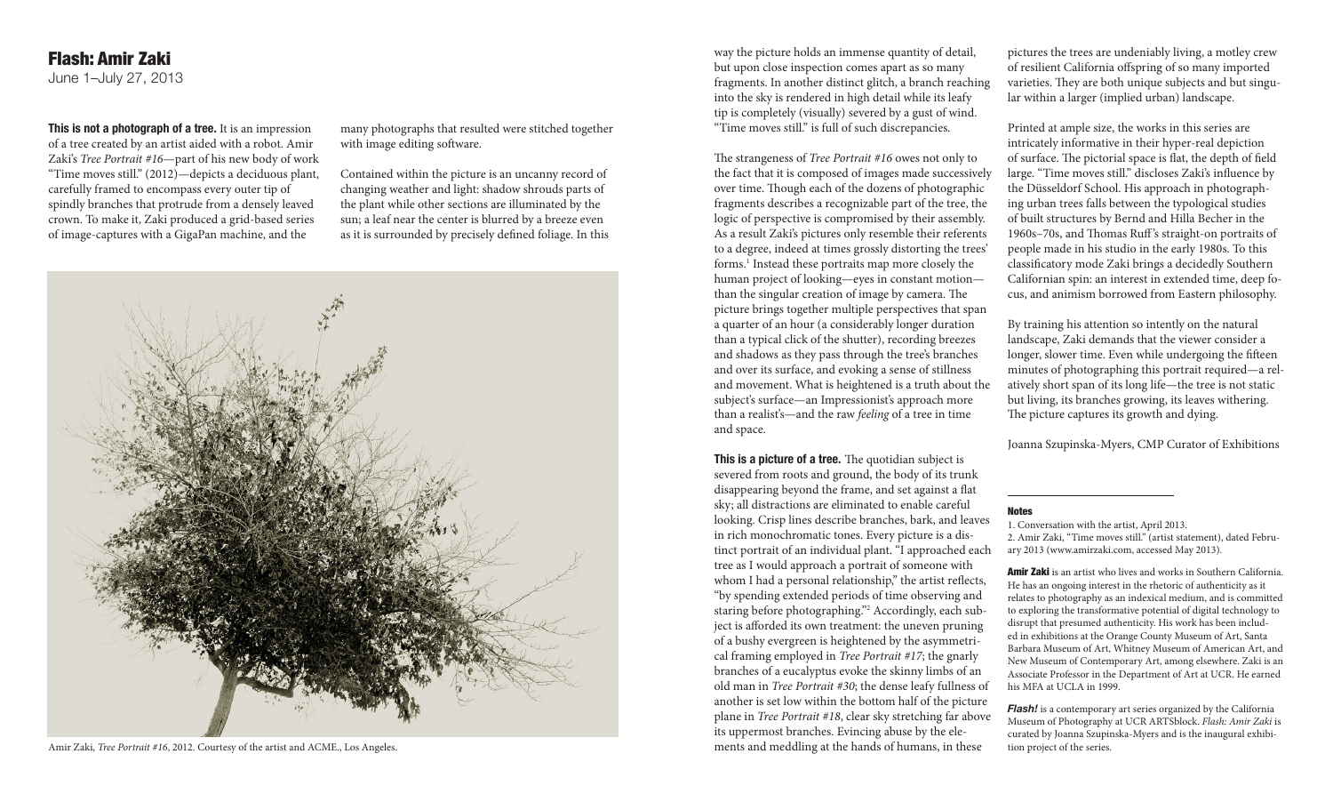# Flash: Amir Zaki

June 1–July 27, 2013

**This is not a photograph of a tree.** It is an impression of a tree created by an artist aided with a robot. Amir Zaki's *Tree Portrait #16*—part of his new body of work "Time moves still." (2012)—depicts a deciduous plant, carefully framed to encompass every outer tip of spindly branches that protrude from a densely leaved crown. To make it, Zaki produced a grid-based series of image-captures with a GigaPan machine, and the many photographs that resulted were stitched together with image editing software.

Contained within the picture is an uncanny record of changing weather and light: shadow shrouds parts of the plant while other sections are illuminated by the sun; a leaf near the center is blurred by a breeze even as it is surrounded by precisely defined foliage. In this way the picture holds an immense quantity of detail, but upon close inspection comes apart as so many fragments. In another distinct glitch, a branch reaching into the sky is rendered in high detail while its leafy tip is completely (visually) severed by a gust of wind. "Time moves still." is full of such discrepancies.

Amir Zaki, *Tree Portrait #16*, 2012. Courtesy of the artist and ACME., Los Angeles.

The strangeness of *Tree Portrait #16* owes not only to the fact that it is composed of images made successively over time. Though each of the dozens of photographic fragments describes a recognizable part of the tree, the logic of perspective is compromised by their assembly. As a result Zaki's pictures only resemble their referents to a degree, indeed at times grossly distorting the trees' forms.[1] Instead these portraits map more closely the human project of looking—eyes in constant motion—than the singular creation of image by camera. The picture brings together multiple perspectives that span a quarter of an hour (a considerably longer duration than a typical click of the shutter), recording breezes and shadows as they pass through the tree's branches and over its surface, and evoking a sense of stillness and movement. What is heightened is a truth about the subject's surface—an Impressionist's approach more than a realist's—and the raw *feeling* of a tree in time and space.

**This is a picture of a tree.** The quotidian subject is severed from roots and ground, the body of its trunk disappearing beyond the frame, and set against a flat sky; all distractions are eliminated to enable careful looking. Crisp lines describe branches, bark, and leaves in rich monochromatic tones. Every picture is a distinct portrait of an individual plant. "I approached each tree as I would approach a portrait of someone with whom I had a personal relationship," the artist reflects, "by spending extended periods of time observing and staring before photographing."[2] Accordingly, each subject is afforded its own treatment: the uneven pruning of a bushy evergreen is heightened by the asymmetrical framing employed in *Tree Portrait #17*; the gnarly branches of a eucalyptus evoke the skinny limbs of an old man in *Tree Portrait #30*; the dense leafy fullness of another is set low within the bottom half of the picture plane in *Tree Portrait #18*, clear sky stretching far above its uppermost branches. Evincing abuse by the elements and meddling at the hands of humans, in these pictures the trees are undeniably living, a motley crew of resilient California offspring of so many imported varieties. They are both unique subjects and but singular within a larger (implied urban) landscape.

Printed at ample size, the works in this series are intricately informative in their hyper-real depiction of surface. The pictorial space is flat, the depth of field large. "Time moves still." discloses Zaki's influence by the Düsseldorf School. His approach in photographing urban trees falls between the typological studies of built structures by Bernd and Hilla Becher in the 1960s–70s, and Thomas Ruff's straight-on portraits of people made in his studio in the early 1980s. To this classificatory mode Zaki brings a decidedly Southern Californian spin: an interest in extended time, deep focus, and animism borrowed from Eastern philosophy.

By training his attention so intently on the natural landscape, Zaki demands that the viewer consider a longer, slower time. Even while undergoing the fifteen minutes of photographing this portrait required—a relatively short span of its long life—the tree is not static but living, its branches growing, its leaves withering. The picture captures its growth and dying.

Joanna Szupinska-Myers, CMP Curator of Exhibitions

**Notes**

1. Conversation with the artist, April 2013.
2. Amir Zaki, "Time moves still." (artist statement), dated February 2013 (www.amirzaki.com, accessed May 2013).

**Amir Zaki** is an artist who lives and works in Southern California. He has an ongoing interest in the rhetoric of authenticity as it relates to photography as an indexical medium, and is committed to exploring the transformative potential of digital technology to disrupt that presumed authenticity. His work has been included in exhibitions at the Orange County Museum of Art, Santa Barbara Museum of Art, Whitney Museum of American Art, and New Museum of Contemporary Art, among elsewhere. Zaki is an Associate Professor in the Department of Art at UCR. He earned his MFA at UCLA in 1999.

***Flash!*** is a contemporary art series organized by the California Museum of Photography at UCR ARTSblock. *Flash: Amir Zaki* is curated by Joanna Szupinska-Myers and is the inaugural exhibition project of the series.